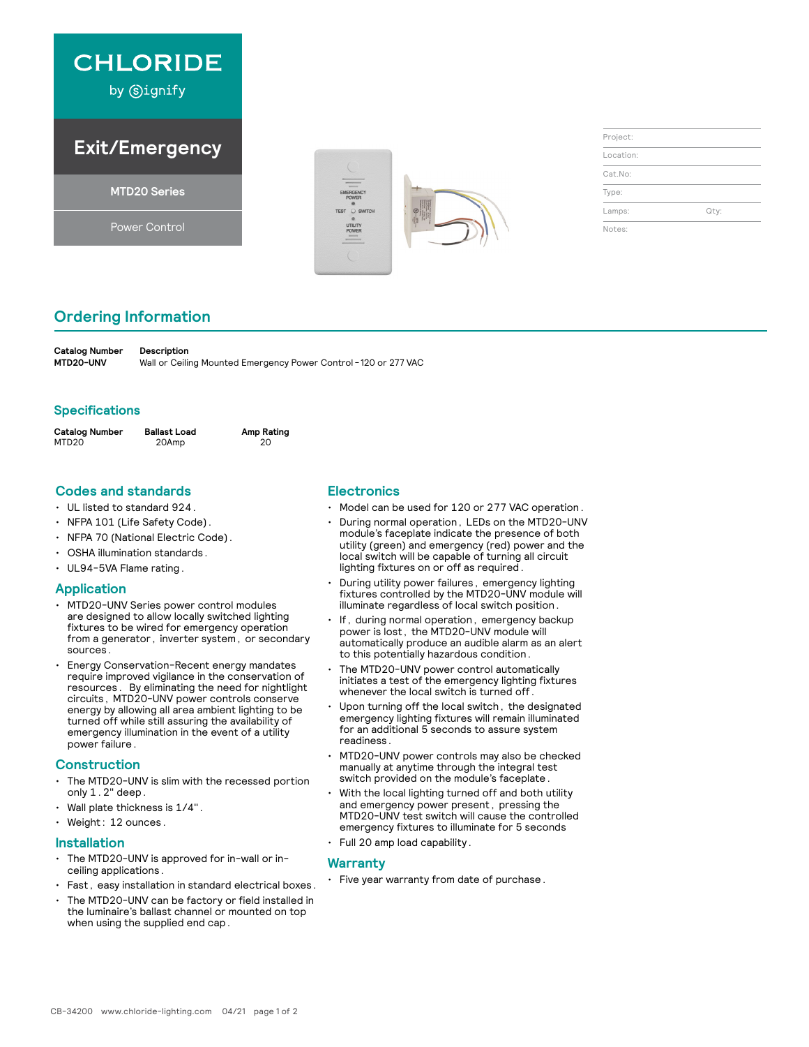# CHLORIDE

by signify

## Exit/Emergency

**MTD20 Series**

Power Control

| Project: | |
|---|---|
| Location: | |
| Cat.No: | |
| Type: | |
| Lamps: | Qty: |
| Notes: | |

## Ordering Information

| Catalog Number | Description |
|---|---|
| **MTD20-UNV** | Wall or Ceiling Mounted Emergency Power Control - 120 or 277 VAC |

## Specifications

| Catalog Number | Ballast Load | Amp Rating |
|---|---|---|
| MTD20 | 20Amp | 20 |

## Codes and standards

- UL listed to standard 924.
- NFPA 101 (Life Safety Code).
- NFPA 70 (National Electric Code).
- OSHA illumination standards.
- UL94-5VA Flame rating.

## Application

- MTD20-UNV Series power control modules are designed to allow locally switched lighting fixtures to be wired for emergency operation from a generator, inverter system, or secondary sources.
- Energy Conservation-Recent energy mandates require improved vigilance in the conservation of resources. By eliminating the need for nightlight circuits, MTD20-UNV power controls conserve energy by allowing all area ambient lighting to be turned off while still assuring the availability of emergency illumination in the event of a utility power failure.

## Construction

- The MTD20-UNV is slim with the recessed portion only 1.2" deep.
- Wall plate thickness is 1/4".
- Weight: 12 ounces.

## Installation

- The MTD20-UNV is approved for in-wall or in-ceiling applications.
- Fast, easy installation in standard electrical boxes.
- The MTD20-UNV can be factory or field installed in the luminaire's ballast channel or mounted on top when using the supplied end cap.

## Electronics

- Model can be used for 120 or 277 VAC operation.
- During normal operation, LEDs on the MTD20-UNV module's faceplate indicate the presence of both utility (green) and emergency (red) power and the local switch will be capable of turning all circuit lighting fixtures on or off as required.
- During utility power failures, emergency lighting fixtures controlled by the MTD20-UNV module will illuminate regardless of local switch position.
- If, during normal operation, emergency backup power is lost, the MTD20-UNV module will automatically produce an audible alarm as an alert to this potentially hazardous condition.
- The MTD20-UNV power control automatically initiates a test of the emergency lighting fixtures whenever the local switch is turned off.
- Upon turning off the local switch, the designated emergency lighting fixtures will remain illuminated for an additional 5 seconds to assure system readiness.
- MTD20-UNV power controls may also be checked manually at anytime through the integral test switch provided on the module's faceplate.
- With the local lighting turned off and both utility and emergency power present, pressing the MTD20-UNV test switch will cause the controlled emergency fixtures to illuminate for 5 seconds
- Full 20 amp load capability.

## Warranty

- Five year warranty from date of purchase.

CB-34200 www.chloride-lighting.com 04/21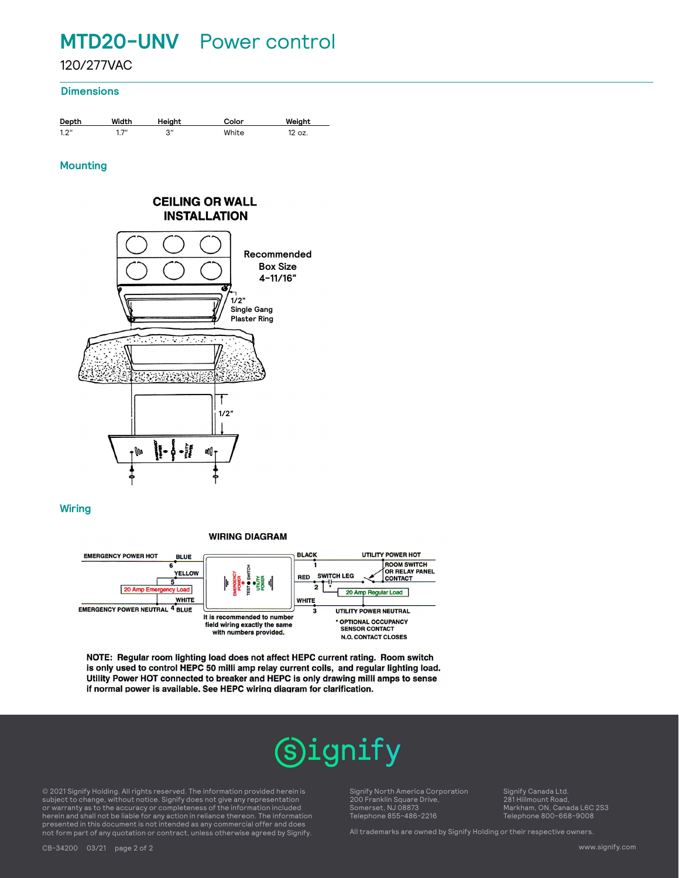# MTD20-UNV Power control

120/277VAC

## Dimensions

| Depth | Width | Height | Color | Weight |
|---|---|---|---|---|
| 1.2" | 1.7" | 3" | White | 12 oz. |

## Mounting

CEILING OR WALL INSTALLATION

Recommended Box Size 4-11/16"

1/2" Single Gang Plaster Ring

1/2"

## Wiring

WIRING DIAGRAM

EMERGENCY POWER HOT
BLUE
6
YELLOW
5
20 Amp Emergency Load
WHITE
EMERGENCY POWER NEUTRAL
4
BLUE

BLACK
1
UTILITY POWER HOT
ROOM SWITCH OR RELAY PANEL CONTACT
RED
SWITCH LEG
2
20 Amp Regular Load
WHITE
3
UTILITY POWER NEUTRAL

It is recommended to number field wiring exactly the same with numbers provided.

* OPTIONAL OCCUPANCY SENSOR CONTACT N.O. CONTACT CLOSES

**NOTE: Regular room lighting load does not affect HEPC current rating. Room switch is only used to control HEPC 50 milli amp relay current coils, and regular lighting load. Utility Power HOT connected to breaker and HEPC is only drawing milli amps to sense if normal power is available. See HEPC wiring diagram for clarification.**

signify

© 2021 Signify Holding. All rights reserved. The information provided herein is subject to change, without notice. Signify does not give any representation or warranty as to the accuracy or completeness of the information included herein and shall not be liable for any action in reliance thereon. The information presented in this document is not intended as any commercial offer and does not form part of any quotation or contract, unless otherwise agreed by Signify.

Signify North America Corporation
200 Franklin Square Drive,
Somerset, NJ 08873
Telephone 855-486-2216

Signify Canada Ltd.
281 Hillmount Road,
Markham, ON, Canada L6C 2S3
Telephone 800-668-9008

All trademarks are owned by Signify Holding or their respective owners.

CB-34200 03/21

www.signify.com